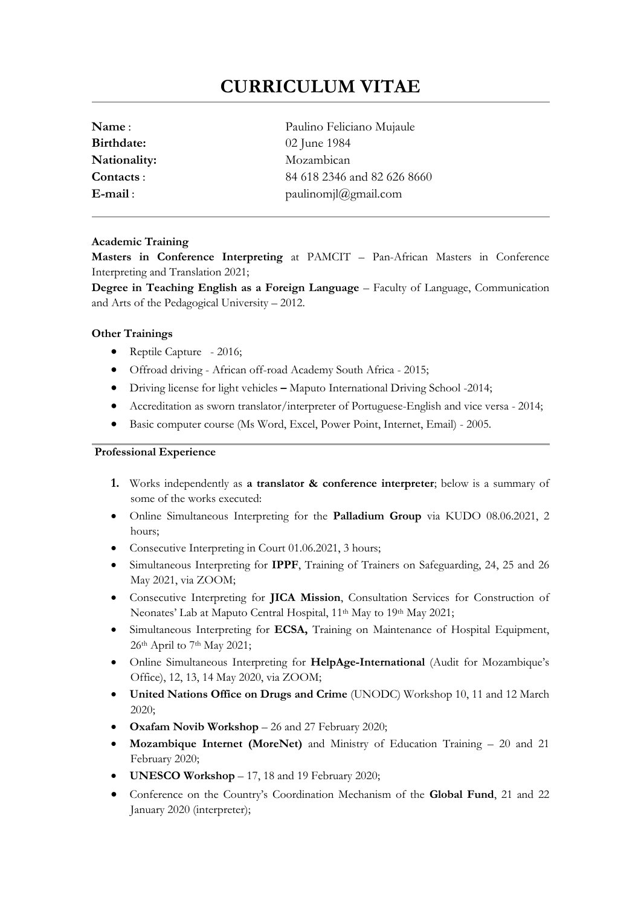# CURRICULUM VITAE

**Name** : Paulino Feliciano Mujaule
**Birthdate:** 02 June 1984
**Nationality:** Mozambican
**Contacts** : 84 618 2346 and 82 626 8660
**E-mail** : paulinomjl@gmail.com

### Academic Training

**Masters in Conference Interpreting** at PAMCIT – Pan-African Masters in Conference Interpreting and Translation 2021;

**Degree in Teaching English as a Foreign Language** – Faculty of Language, Communication and Arts of the Pedagogical University – 2012.

### Other Trainings

- Reptile Capture - 2016;
- Offroad driving - African off-road Academy South Africa - 2015;
- Driving license for light vehicles **–** Maputo International Driving School -2014;
- Accreditation as sworn translator/interpreter of Portuguese-English and vice versa - 2014;
- Basic computer course (Ms Word, Excel, Power Point, Internet, Email) - 2005.

### Professional Experience

1. Works independently as **a translator & conference interpreter**; below is a summary of some of the works executed:

- Online Simultaneous Interpreting for the **Palladium Group** via KUDO 08.06.2021, 2 hours;
- Consecutive Interpreting in Court 01.06.2021, 3 hours;
- Simultaneous Interpreting for **IPPF**, Training of Trainers on Safeguarding, 24, 25 and 26 May 2021, via ZOOM;
- Consecutive Interpreting for **JICA Mission**, Consultation Services for Construction of Neonates' Lab at Maputo Central Hospital, 11th May to 19th May 2021;
- Simultaneous Interpreting for **ECSA,** Training on Maintenance of Hospital Equipment, 26th April to 7th May 2021;
- Online Simultaneous Interpreting for **HelpAge-International** (Audit for Mozambique's Office), 12, 13, 14 May 2020, via ZOOM;
- **United Nations Office on Drugs and Crime** (UNODC) Workshop 10, 11 and 12 March 2020;
- **Oxafam Novib Workshop** – 26 and 27 February 2020;
- **Mozambique Internet (MoreNet)** and Ministry of Education Training – 20 and 21 February 2020;
- **UNESCO Workshop** – 17, 18 and 19 February 2020;
- Conference on the Country's Coordination Mechanism of the **Global Fund**, 21 and 22 January 2020 (interpreter);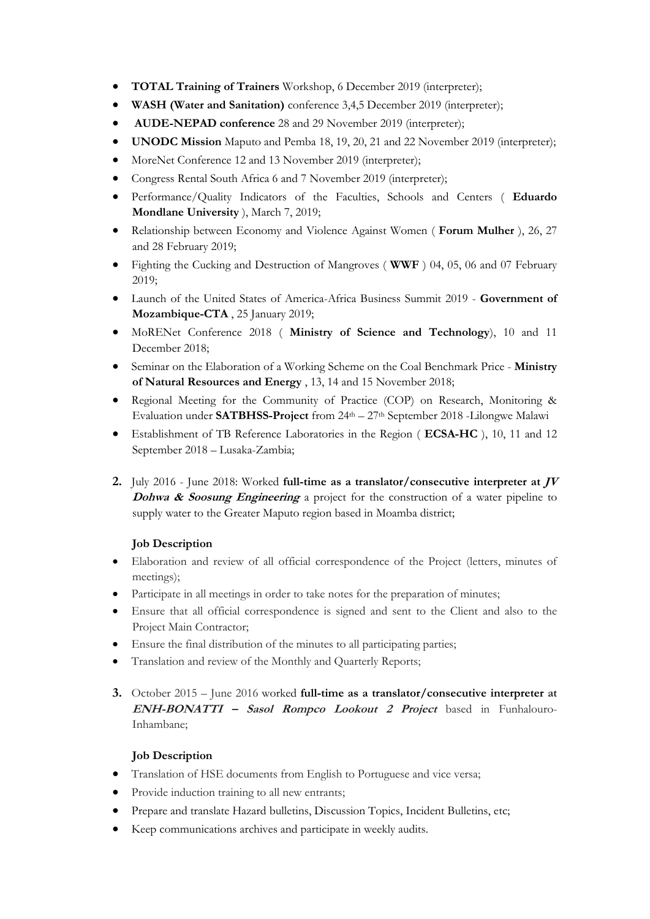- **TOTAL Training of Trainers** Workshop, 6 December 2019 (interpreter);
- **WASH (Water and Sanitation)** conference 3,4,5 December 2019 (interpreter);
- **AUDE-NEPAD conference** 28 and 29 November 2019 (interpreter);
- **UNODC Mission** Maputo and Pemba 18, 19, 20, 21 and 22 November 2019 (interpreter);
- MoreNet Conference 12 and 13 November 2019 (interpreter);
- Congress Rental South Africa 6 and 7 November 2019 (interpreter);
- Performance/Quality Indicators of the Faculties, Schools and Centers ( **Eduardo Mondlane University** ), March 7, 2019;
- Relationship between Economy and Violence Against Women ( **Forum Mulher** ), 26, 27 and 28 February 2019;
- Fighting the Cucking and Destruction of Mangroves ( **WWF** ) 04, 05, 06 and 07 February 2019;
- Launch of the United States of America-Africa Business Summit 2019 - **Government of Mozambique-CTA** , 25 January 2019;
- MoRENet Conference 2018 ( **Ministry of Science and Technology**), 10 and 11 December 2018;
- Seminar on the Elaboration of a Working Scheme on the Coal Benchmark Price - **Ministry of Natural Resources and Energy** , 13, 14 and 15 November 2018;
- Regional Meeting for the Community of Practice (COP) on Research, Monitoring & Evaluation under **SATBHSS-Project** from 24th – 27th September 2018 -Lilongwe Malawi
- Establishment of TB Reference Laboratories in the Region ( **ECSA-HC** ), 10, 11 and 12 September 2018 – Lusaka-Zambia;

**2.** July 2016 - June 2018: Worked **full-time as a translator/consecutive interpreter at *JV Dohwa & Soosung Engineering*** a project for the construction of a water pipeline to supply water to the Greater Maputo region based in Moamba district;

**Job Description**

- Elaboration and review of all official correspondence of the Project (letters, minutes of meetings);
- Participate in all meetings in order to take notes for the preparation of minutes;
- Ensure that all official correspondence is signed and sent to the Client and also to the Project Main Contractor;
- Ensure the final distribution of the minutes to all participating parties;
- Translation and review of the Monthly and Quarterly Reports;

**3.** October 2015 – June 2016 worked **full-time as a translator/consecutive interpreter** at ***ENH-BONATTI – Sasol Rompco Lookout 2 Project*** based in Funhalouro-Inhambane;

**Job Description**

- Translation of HSE documents from English to Portuguese and vice versa;
- Provide induction training to all new entrants;
- Prepare and translate Hazard bulletins, Discussion Topics, Incident Bulletins, etc;
- Keep communications archives and participate in weekly audits.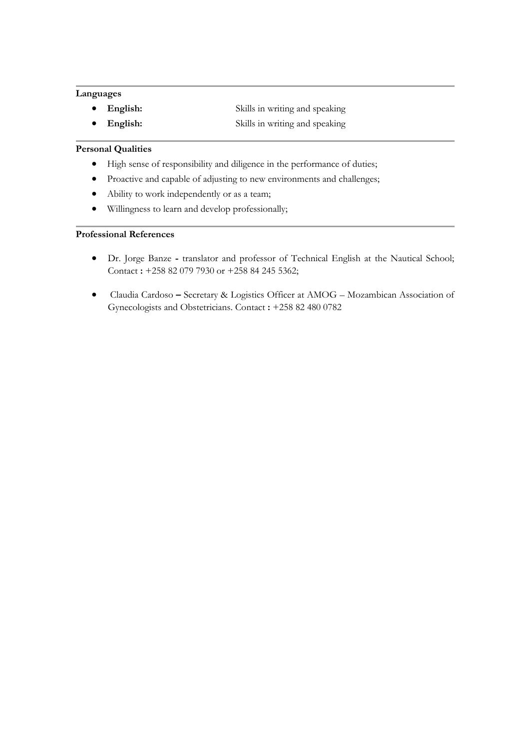**Languages**

- **English:** Skills in writing and speaking
- **English:** Skills in writing and speaking

**Personal Qualities**

- High sense of responsibility and diligence in the performance of duties;
- Proactive and capable of adjusting to new environments and challenges;
- Ability to work independently or as a team;
- Willingness to learn and develop professionally;

**Professional References**

- Dr. Jorge Banze **-** translator and professor of Technical English at the Nautical School; Contact **:** +258 82 079 7930 or +258 84 245 5362;

- Claudia Cardoso **–** Secretary & Logistics Officer at AMOG – Mozambican Association of Gynecologists and Obstetricians. Contact **:** +258 82 480 0782